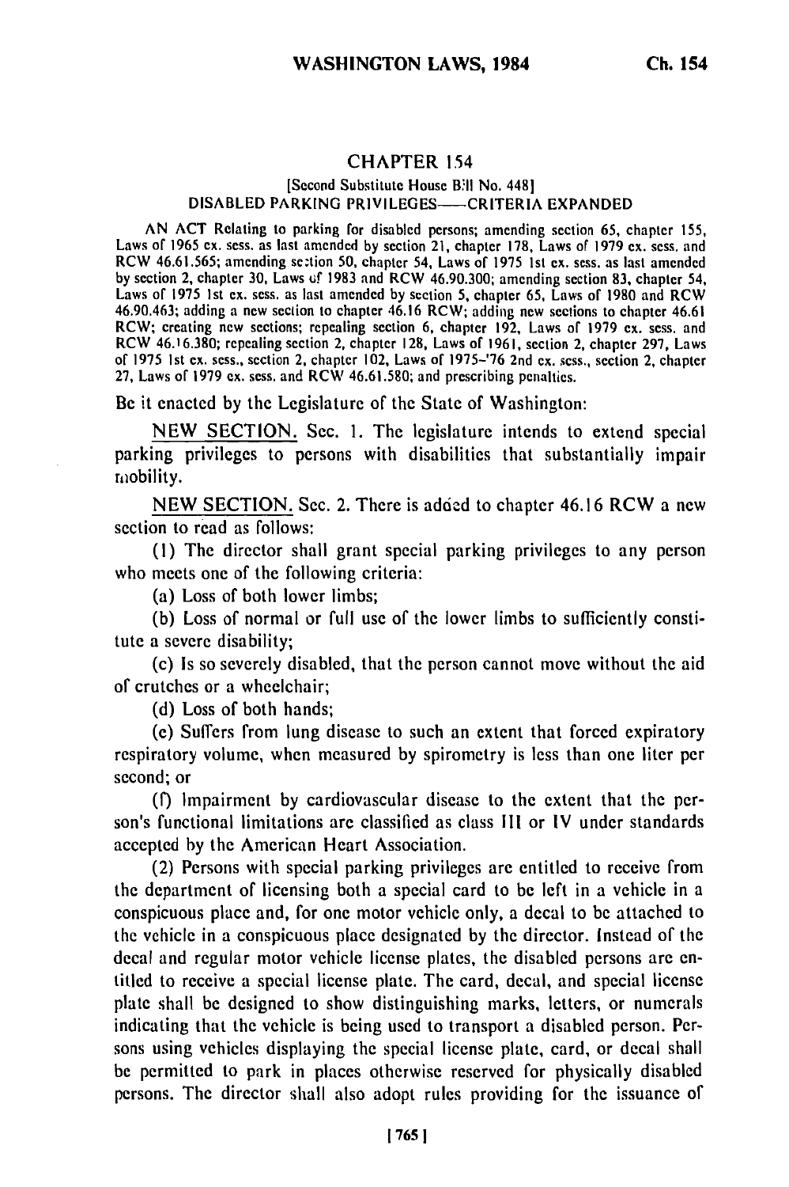# CHAPTER 154

[Second Substitute House Bill No. 448]

DISABLED PARKING PRIVILEGES—CRITERIA EXPANDED

AN ACT Relating to parking for disabled persons; amending section 65, chapter 155, Laws of 1965 ex. sess. as last amended by section 21, chapter 178, Laws of 1979 ex. sess. and RCW 46.61.565; amending section 50, chapter 54, Laws of 1975 1st ex. sess. as last amended by section 2, chapter 30, Laws of 1983 and RCW 46.90.300; amending section 83, chapter 54, Laws of 1975 1st ex. sess. as last amended by section 5, chapter 65, Laws of 1980 and RCW 46.90.463; adding a new section to chapter 46.16 RCW; adding new sections to chapter 46.61 RCW; creating new sections; repealing section 6, chapter 192, Laws of 1979 ex. sess. and RCW 46.16.380; repealing section 2, chapter 128, Laws of 1961, section 2, chapter 297, Laws of 1975 1st ex. sess., section 2, chapter 102, Laws of 1975-'76 2nd ex. sess., section 2, chapter 27, Laws of 1979 ex. sess. and RCW 46.61.580; and prescribing penalties.

Be it enacted by the Legislature of the State of Washington:

NEW SECTION. Sec. 1. The legislature intends to extend special parking privileges to persons with disabilities that substantially impair mobility.

NEW SECTION. Sec. 2. There is added to chapter 46.16 RCW a new section to read as follows:

(1) The director shall grant special parking privileges to any person who meets one of the following criteria:

(a) Loss of both lower limbs;

(b) Loss of normal or full use of the lower limbs to sufficiently constitute a severe disability;

(c) Is so severely disabled, that the person cannot move without the aid of crutches or a wheelchair;

(d) Loss of both hands;

(e) Suffers from lung disease to such an extent that forced expiratory respiratory volume, when measured by spirometry is less than one liter per second; or

(f) Impairment by cardiovascular disease to the extent that the person's functional limitations are classified as class III or IV under standards accepted by the American Heart Association.

(2) Persons with special parking privileges are entitled to receive from the department of licensing both a special card to be left in a vehicle in a conspicuous place and, for one motor vehicle only, a decal to be attached to the vehicle in a conspicuous place designated by the director. Instead of the decal and regular motor vehicle license plates, the disabled persons are entitled to receive a special license plate. The card, decal, and special license plate shall be designed to show distinguishing marks, letters, or numerals indicating that the vehicle is being used to transport a disabled person. Persons using vehicles displaying the special license plate, card, or decal shall be permitted to park in places otherwise reserved for physically disabled persons. The director shall also adopt rules providing for the issuance of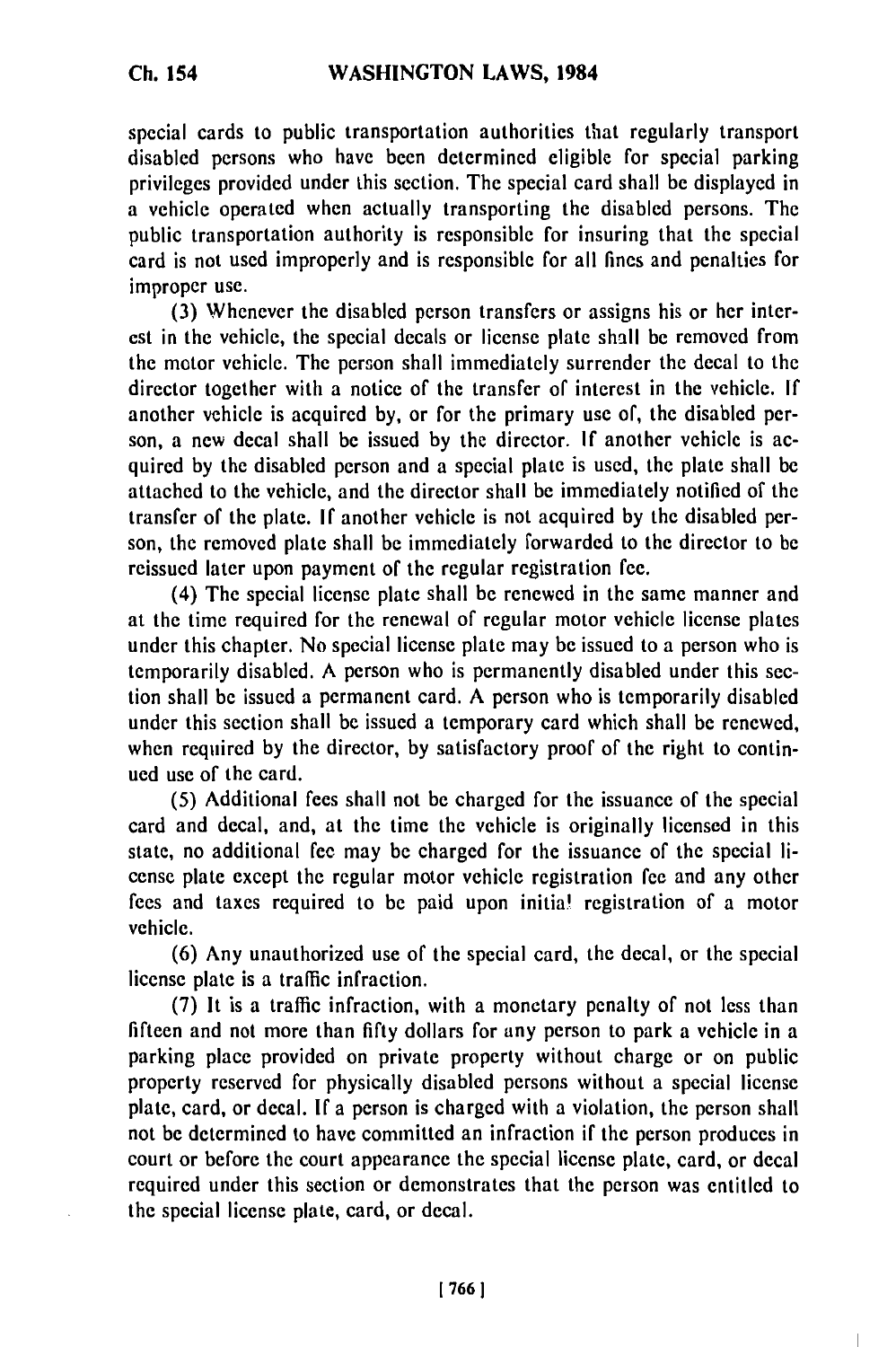special cards to public transportation authorities that regularly transport disabled persons who have been determined eligible for special parking privileges provided under this section. The special card shall be displayed in a vehicle operated when actually transporting the disabled persons. The public transportation authority is responsible for insuring that the special card is not used improperly and is responsible for all fines and penalties for improper use.

(3) Whenever the disabled person transfers or assigns his or her interest in the vehicle, the special decals or license plate shall be removed from the motor vehicle. The person shall immediately surrender the decal to the director together with a notice of the transfer of interest in the vehicle. If another vehicle is acquired by, or for the primary use of, the disabled person, a new decal shall be issued by the director. If another vehicle is acquired by the disabled person and a special plate is used, the plate shall be attached to the vehicle, and the director shall be immediately notified of the transfer of the plate. If another vehicle is not acquired by the disabled person, the removed plate shall be immediately forwarded to the director to be reissued later upon payment of the regular registration fee.

(4) The special license plate shall be renewed in the same manner and at the time required for the renewal of regular motor vehicle license plates under this chapter. No special license plate may be issued to a person who is temporarily disabled. A person who is permanently disabled under this section shall be issued a permanent card. A person who is temporarily disabled under this section shall be issued a temporary card which shall be renewed, when required by the director, by satisfactory proof of the right to continued use of the card.

(5) Additional fees shall not be charged for the issuance of the special card and decal, and, at the time the vehicle is originally licensed in this state, no additional fee may be charged for the issuance of the special license plate except the regular motor vehicle registration fee and any other fees and taxes required to be paid upon initial registration of a motor vehicle.

(6) Any unauthorized use of the special card, the decal, or the special license plate is a traffic infraction.

(7) It is a traffic infraction, with a monetary penalty of not less than fifteen and not more than fifty dollars for any person to park a vehicle in a parking place provided on private property without charge or on public property reserved for physically disabled persons without a special license plate, card, or decal. If a person is charged with a violation, the person shall not be determined to have committed an infraction if the person produces in court or before the court appearance the special license plate, card, or decal required under this section or demonstrates that the person was entitled to the special license plate, card, or decal.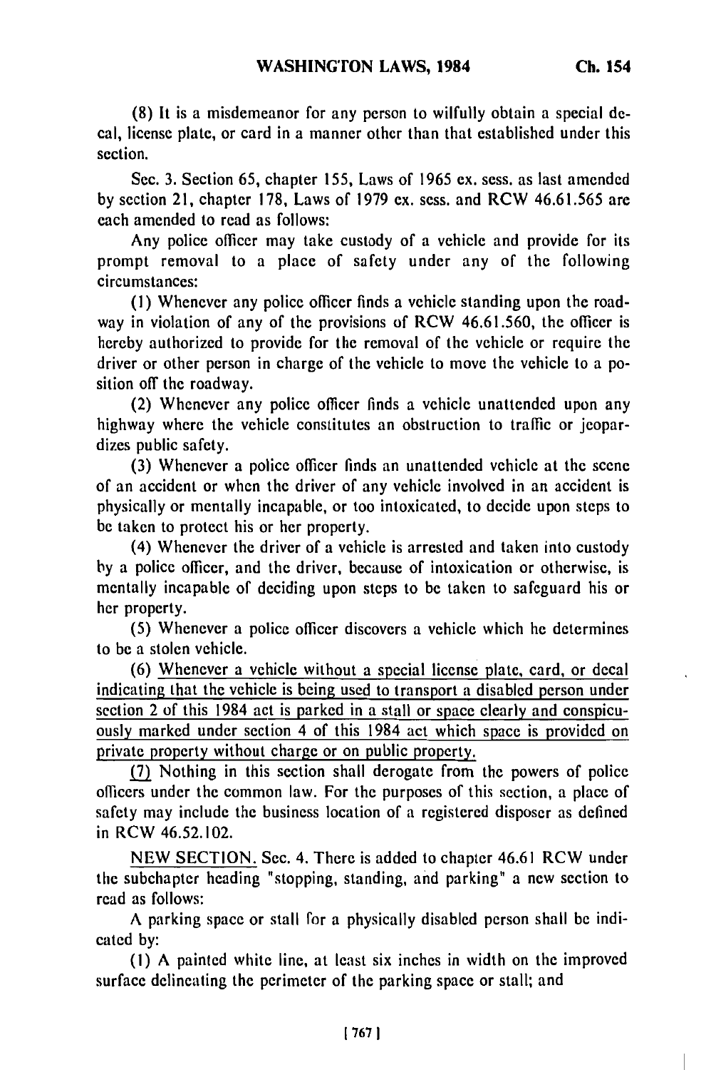(8) It is a misdemeanor for any person to wilfully obtain a special decal, license plate, or card in a manner other than that established under this section.

Sec. 3. Section 65, chapter 155, Laws of 1965 ex. sess. as last amended by section 21, chapter 178, Laws of 1979 ex. sess. and RCW 46.61.565 are each amended to read as follows:

Any police officer may take custody of a vehicle and provide for its prompt removal to a place of safety under any of the following circumstances:

(1) Whenever any police officer finds a vehicle standing upon the roadway in violation of any of the provisions of RCW 46.61.560, the officer is hereby authorized to provide for the removal of the vehicle or require the driver or other person in charge of the vehicle to move the vehicle to a position off the roadway.

(2) Whenever any police officer finds a vehicle unattended upon any highway where the vehicle constitutes an obstruction to traffic or jeopardizes public safety.

(3) Whenever a police officer finds an unattended vehicle at the scene of an accident or when the driver of any vehicle involved in an accident is physically or mentally incapable, or too intoxicated, to decide upon steps to be taken to protect his or her property.

(4) Whenever the driver of a vehicle is arrested and taken into custody by a police officer, and the driver, because of intoxication or otherwise, is mentally incapable of deciding upon steps to be taken to safeguard his or her property.

(5) Whenever a police officer discovers a vehicle which he determines to be a stolen vehicle.

(6) <u>Whenever a vehicle without a special license plate, card, or decal indicating that the vehicle is being used to transport a disabled person under section 2 of this 1984 act is parked in a stall or space clearly and conspicuously marked under section 4 of this 1984 act which space is provided on private property without charge or on public property.</u>

<u>(7)</u> Nothing in this section shall derogate from the powers of police officers under the common law. For the purposes of this section, a place of safety may include the business location of a registered disposer as defined in RCW 46.52.102.

<u>NEW SECTION.</u> Sec. 4. There is added to chapter 46.61 RCW under the subchapter heading "stopping, standing, and parking" a new section to read as follows:

A parking space or stall for a physically disabled person shall be indicated by:

(1) A painted white line, at least six inches in width on the improved surface delineating the perimeter of the parking space or stall; and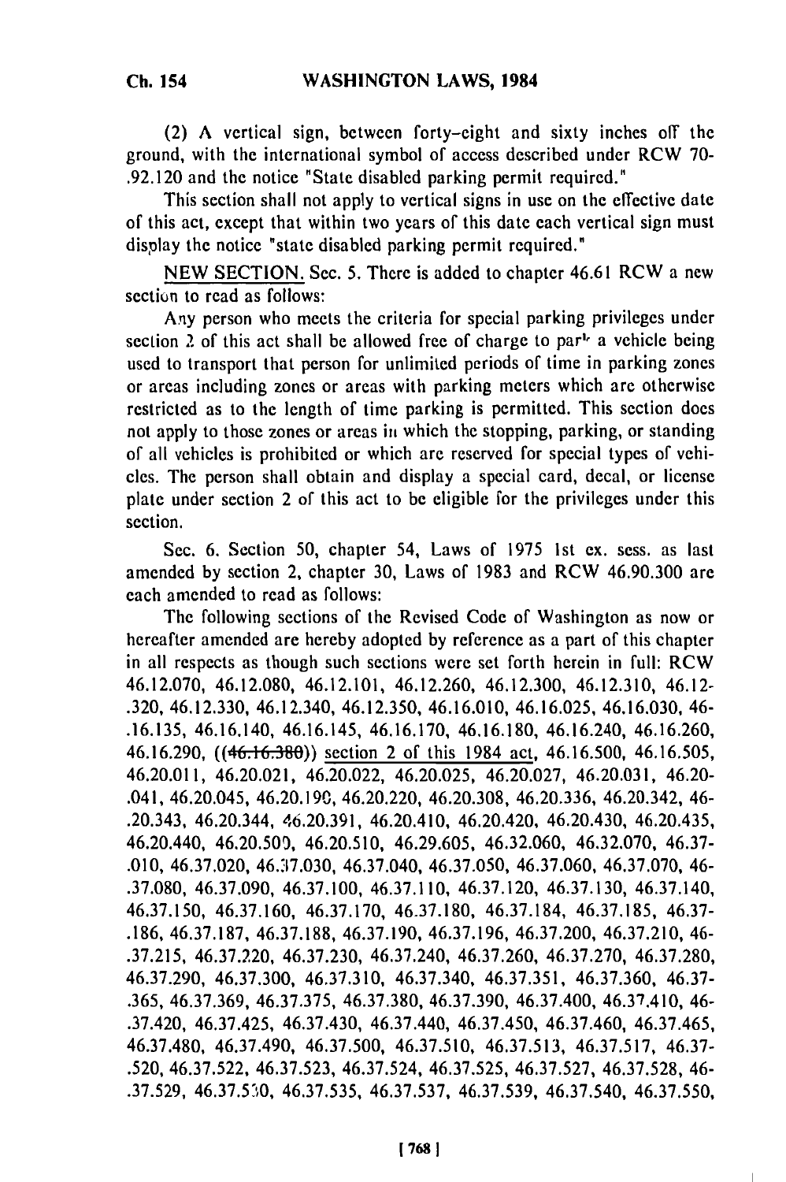(2) A vertical sign, between forty-eight and sixty inches off the ground, with the international symbol of access described under RCW 70-.92.120 and the notice "State disabled parking permit required."

This section shall not apply to vertical signs in use on the effective date of this act, except that within two years of this date each vertical sign must display the notice "state disabled parking permit required."

NEW SECTION. Sec. 5. There is added to chapter 46.61 RCW a new section to read as follows:

Any person who meets the criteria for special parking privileges under section 2 of this act shall be allowed free of charge to park a vehicle being used to transport that person for unlimited periods of time in parking zones or areas including zones or areas with parking meters which are otherwise restricted as to the length of time parking is permitted. This section does not apply to those zones or areas in which the stopping, parking, or standing of all vehicles is prohibited or which are reserved for special types of vehicles. The person shall obtain and display a special card, decal, or license plate under section 2 of this act to be eligible for the privileges under this section.

Sec. 6. Section 50, chapter 54, Laws of 1975 1st ex. sess. as last amended by section 2, chapter 30, Laws of 1983 and RCW 46.90.300 are each amended to read as follows:

The following sections of the Revised Code of Washington as now or hereafter amended are hereby adopted by reference as a part of this chapter in all respects as though such sections were set forth herein in full: RCW 46.12.070, 46.12.080, 46.12.101, 46.12.260, 46.12.300, 46.12.310, 46.12-.320, 46.12.330, 46.12.340, 46.12.350, 46.16.010, 46.16.025, 46.16.030, 46-.16.135, 46.16.140, 46.16.145, 46.16.170, 46.16.180, 46.16.240, 46.16.260, 46.16.290, ((~~46.16.380~~)) section 2 of this 1984 act, 46.16.500, 46.16.505, 46.20.011, 46.20.021, 46.20.022, 46.20.025, 46.20.027, 46.20.031, 46.20-.041, 46.20.045, 46.20.190, 46.20.220, 46.20.308, 46.20.336, 46.20.342, 46-.20.343, 46.20.344, 46.20.391, 46.20.410, 46.20.420, 46.20.430, 46.20.435, 46.20.440, 46.20.500, 46.20.510, 46.29.605, 46.32.060, 46.32.070, 46.37-.010, 46.37.020, 46.37.030, 46.37.040, 46.37.050, 46.37.060, 46.37.070, 46-.37.080, 46.37.090, 46.37.100, 46.37.110, 46.37.120, 46.37.130, 46.37.140, 46.37.150, 46.37.160, 46.37.170, 46.37.180, 46.37.184, 46.37.185, 46.37-.186, 46.37.187, 46.37.188, 46.37.190, 46.37.196, 46.37.200, 46.37.210, 46-.37.215, 46.37.220, 46.37.230, 46.37.240, 46.37.260, 46.37.270, 46.37.280, 46.37.290, 46.37.300, 46.37.310, 46.37.340, 46.37.351, 46.37.360, 46.37-.365, 46.37.369, 46.37.375, 46.37.380, 46.37.390, 46.37.400, 46.37.410, 46-.37.420, 46.37.425, 46.37.430, 46.37.440, 46.37.450, 46.37.460, 46.37.465, 46.37.480, 46.37.490, 46.37.500, 46.37.510, 46.37.513, 46.37.517, 46.37-.520, 46.37.522, 46.37.523, 46.37.524, 46.37.525, 46.37.527, 46.37.528, 46-.37.529, 46.37.530, 46.37.535, 46.37.537, 46.37.539, 46.37.540, 46.37.550,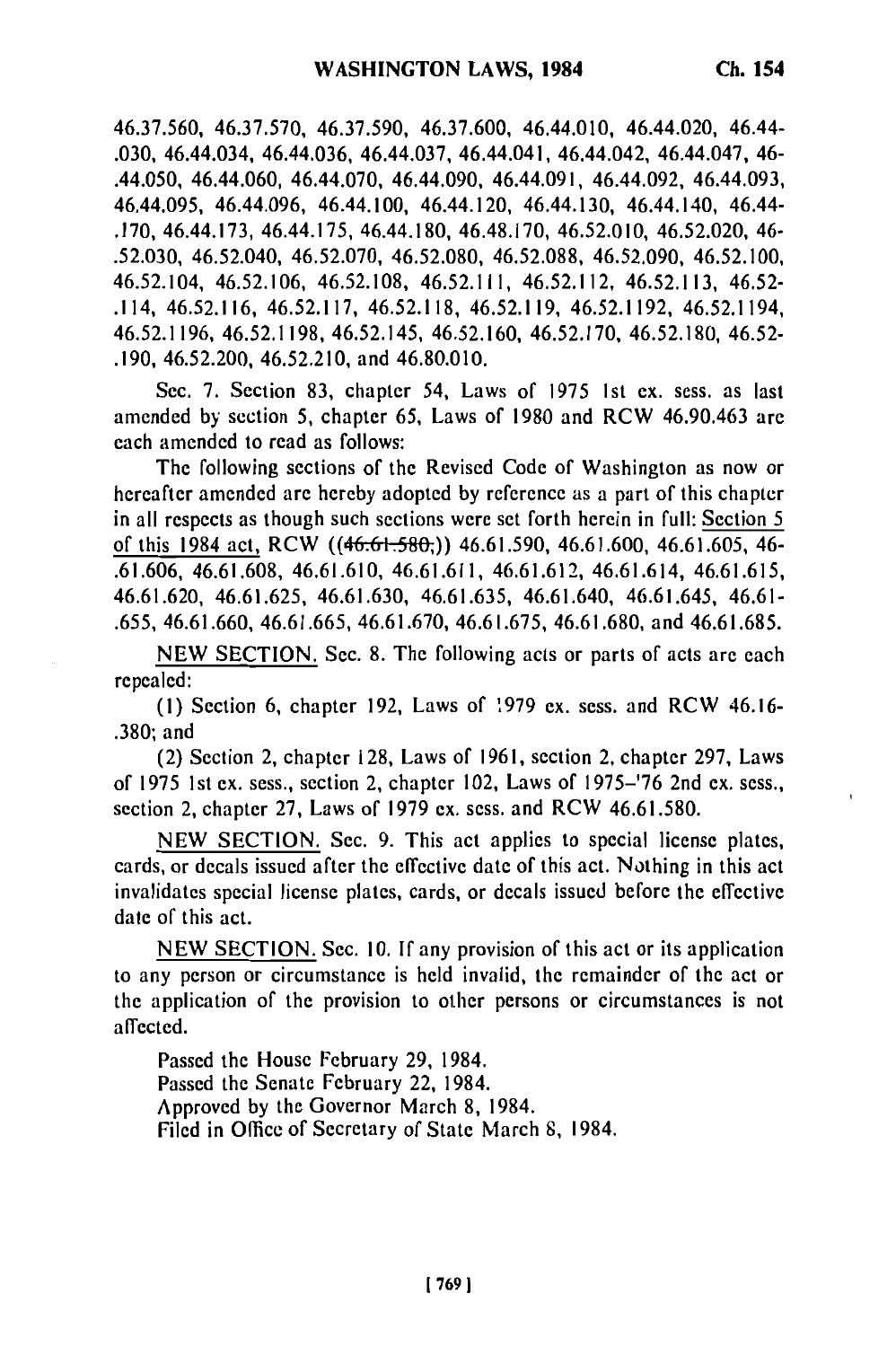46.37.560, 46.37.570, 46.37.590, 46.37.600, 46.44.010, 46.44.020, 46.44-.030, 46.44.034, 46.44.036, 46.44.037, 46.44.041, 46.44.042, 46.44.047, 46-.44.050, 46.44.060, 46.44.070, 46.44.090, 46.44.091, 46.44.092, 46.44.093, 46.44.095, 46.44.096, 46.44.100, 46.44.120, 46.44.130, 46.44.140, 46.44-.170, 46.44.173, 46.44.175, 46.44.180, 46.48.170, 46.52.010, 46.52.020, 46-.52.030, 46.52.040, 46.52.070, 46.52.080, 46.52.088, 46.52.090, 46.52.100, 46.52.104, 46.52.106, 46.52.108, 46.52.111, 46.52.112, 46.52.113, 46.52-.114, 46.52.116, 46.52.117, 46.52.118, 46.52.119, 46.52.1192, 46.52.1194, 46.52.1196, 46.52.1198, 46.52.145, 46.52.160, 46.52.170, 46.52.180, 46.52-.190, 46.52.200, 46.52.210, and 46.80.010.

Sec. 7. Section 83, chapter 54, Laws of 1975 1st ex. sess. as last amended by section 5, chapter 65, Laws of 1980 and RCW 46.90.463 are each amended to read as follows:

The following sections of the Revised Code of Washington as now or hereafter amended are hereby adopted by reference as a part of this chapter in all respects as though such sections were set forth herein in full: Section 5 of this 1984 act, RCW ((~~46.61.580,~~)) 46.61.590, 46.61.600, 46.61.605, 46-.61.606, 46.61.608, 46.61.610, 46.61.611, 46.61.612, 46.61.614, 46.61.615, 46.61.620, 46.61.625, 46.61.630, 46.61.635, 46.61.640, 46.61.645, 46.61-.655, 46.61.660, 46.61.665, 46.61.670, 46.61.675, 46.61.680, and 46.61.685.

NEW SECTION. Sec. 8. The following acts or parts of acts are each repealed:

(1) Section 6, chapter 192, Laws of 1979 ex. sess. and RCW 46.16-.380; and

(2) Section 2, chapter 128, Laws of 1961, section 2, chapter 297, Laws of 1975 1st ex. sess., section 2, chapter 102, Laws of 1975–'76 2nd ex. sess., section 2, chapter 27, Laws of 1979 ex. sess. and RCW 46.61.580.

NEW SECTION. Sec. 9. This act applies to special license plates, cards, or decals issued after the effective date of this act. Nothing in this act invalidates special license plates, cards, or decals issued before the effective date of this act.

NEW SECTION. Sec. 10. If any provision of this act or its application to any person or circumstance is held invalid, the remainder of the act or the application of the provision to other persons or circumstances is not affected.

Passed the House February 29, 1984.
Passed the Senate February 22, 1984.
Approved by the Governor March 8, 1984.
Filed in Office of Secretary of State March 8, 1984.